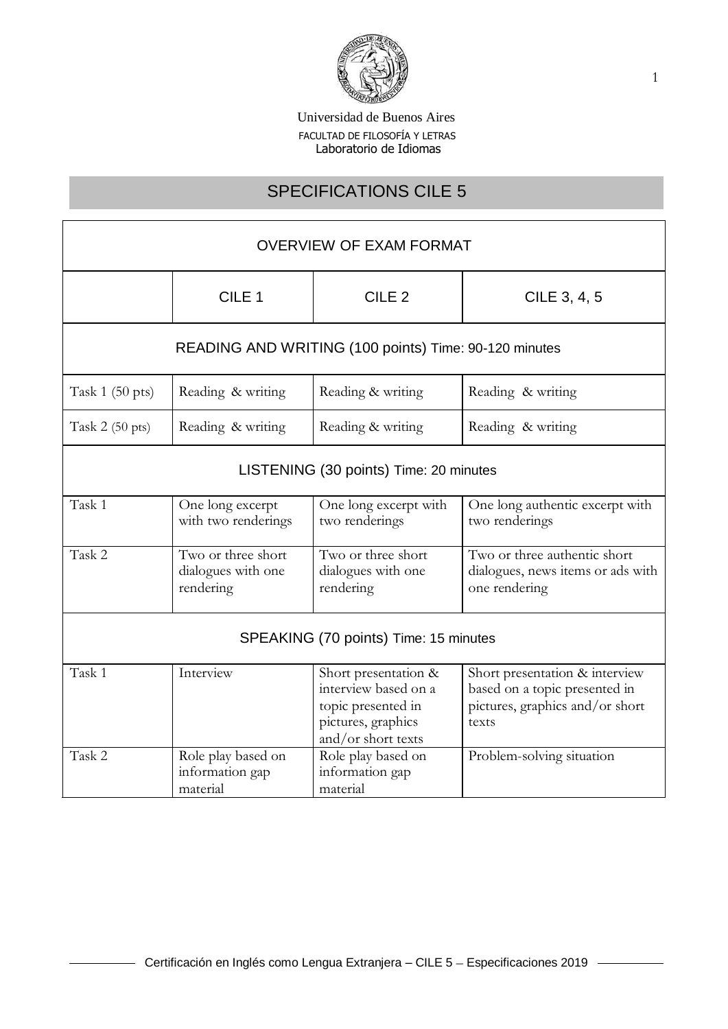Universidad de Buenos Aires

FACULTAD DE FILOSOFÍA Y LETRAS

Laboratorio de Idiomas

# SPECIFICATIONS CILE 5

| OVERVIEW OF EXAM FORMAT | | | |
|---|---|---|---|
| | CILE 1 | CILE 2 | CILE 3, 4, 5 |
| **READING AND WRITING (100 points) Time: 90-120 minutes** | | | |
| Task 1 (50 pts) | Reading & writing | Reading & writing | Reading & writing |
| Task 2 (50 pts) | Reading & writing | Reading & writing | Reading & writing |
| **LISTENING (30 points) Time: 20 minutes** | | | |
| Task 1 | One long excerpt with two renderings | One long excerpt with two renderings | One long authentic excerpt with two renderings |
| Task 2 | Two or three short dialogues with one rendering | Two or three short dialogues with one rendering | Two or three authentic short dialogues, news items or ads with one rendering |
| **SPEAKING (70 points) Time: 15 minutes** | | | |
| Task 1 | Interview | Short presentation & interview based on a topic presented in pictures, graphics and/or short texts | Short presentation & interview based on a topic presented in pictures, graphics and/or short texts |
| Task 2 | Role play based on information gap material | Role play based on information gap material | Problem-solving situation |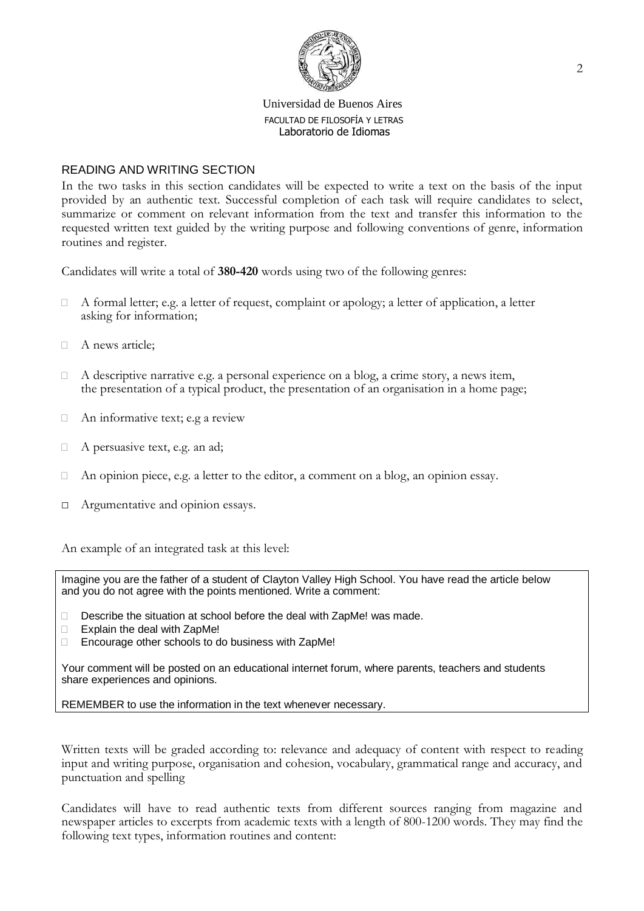Universidad de Buenos Aires
FACULTAD DE FILOSOFÍA Y LETRAS
Laboratorio de Idiomas

## READING AND WRITING SECTION

In the two tasks in this section candidates will be expected to write a text on the basis of the input provided by an authentic text. Successful completion of each task will require candidates to select, summarize or comment on relevant information from the text and transfer this information to the requested written text guided by the writing purpose and following conventions of genre, information routines and register.

Candidates will write a total of **380-420** words using two of the following genres:

- A formal letter; e.g. a letter of request, complaint or apology; a letter of application, a letter asking for information;
- A news article;
- A descriptive narrative e.g. a personal experience on a blog, a crime story, a news item, the presentation of a typical product, the presentation of an organisation in a home page;
- An informative text; e.g a review
- A persuasive text, e.g. an ad;
- An opinion piece, e.g. a letter to the editor, a comment on a blog, an opinion essay.
- Argumentative and opinion essays.

An example of an integrated task at this level:

> Imagine you are the father of a student of Clayton Valley High School. You have read the article below and you do not agree with the points mentioned. Write a comment:
>
> - Describe the situation at school before the deal with ZapMe! was made.
> - Explain the deal with ZapMe!
> - Encourage other schools to do business with ZapMe!
>
> Your comment will be posted on an educational internet forum, where parents, teachers and students share experiences and opinions.
>
> REMEMBER to use the information in the text whenever necessary.

Written texts will be graded according to: relevance and adequacy of content with respect to reading input and writing purpose, organisation and cohesion, vocabulary, grammatical range and accuracy, and punctuation and spelling

Candidates will have to read authentic texts from different sources ranging from magazine and newspaper articles to excerpts from academic texts with a length of 800-1200 words. They may find the following text types, information routines and content: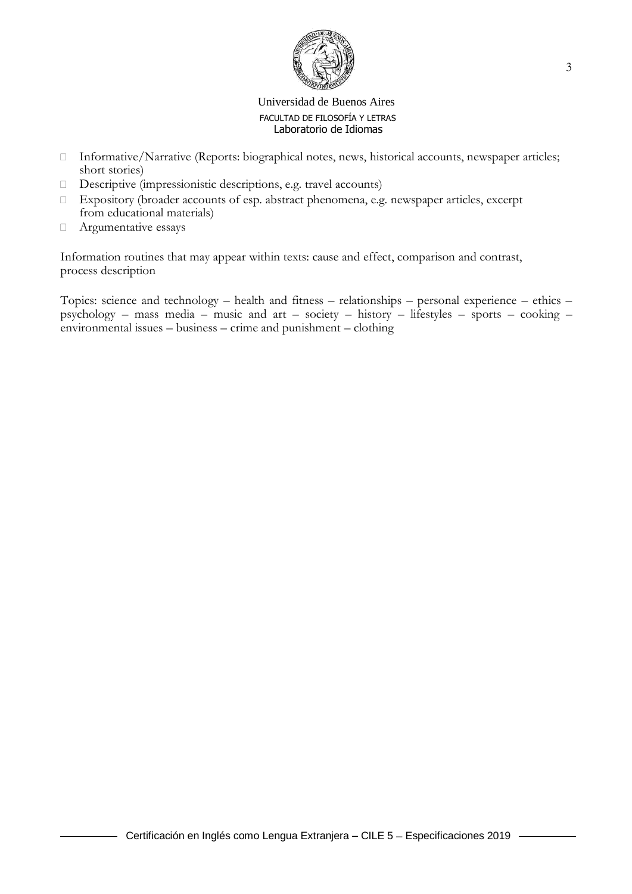- Informative/Narrative (Reports: biographical notes, news, historical accounts, newspaper articles; short stories)
- Descriptive (impressionistic descriptions, e.g. travel accounts)
- Expository (broader accounts of esp. abstract phenomena, e.g. newspaper articles, excerpt from educational materials)
- Argumentative essays

Information routines that may appear within texts: cause and effect, comparison and contrast, process description

Topics: science and technology – health and fitness – relationships – personal experience – ethics – psychology – mass media – music and art – society – history – lifestyles – sports – cooking – environmental issues – business – crime and punishment – clothing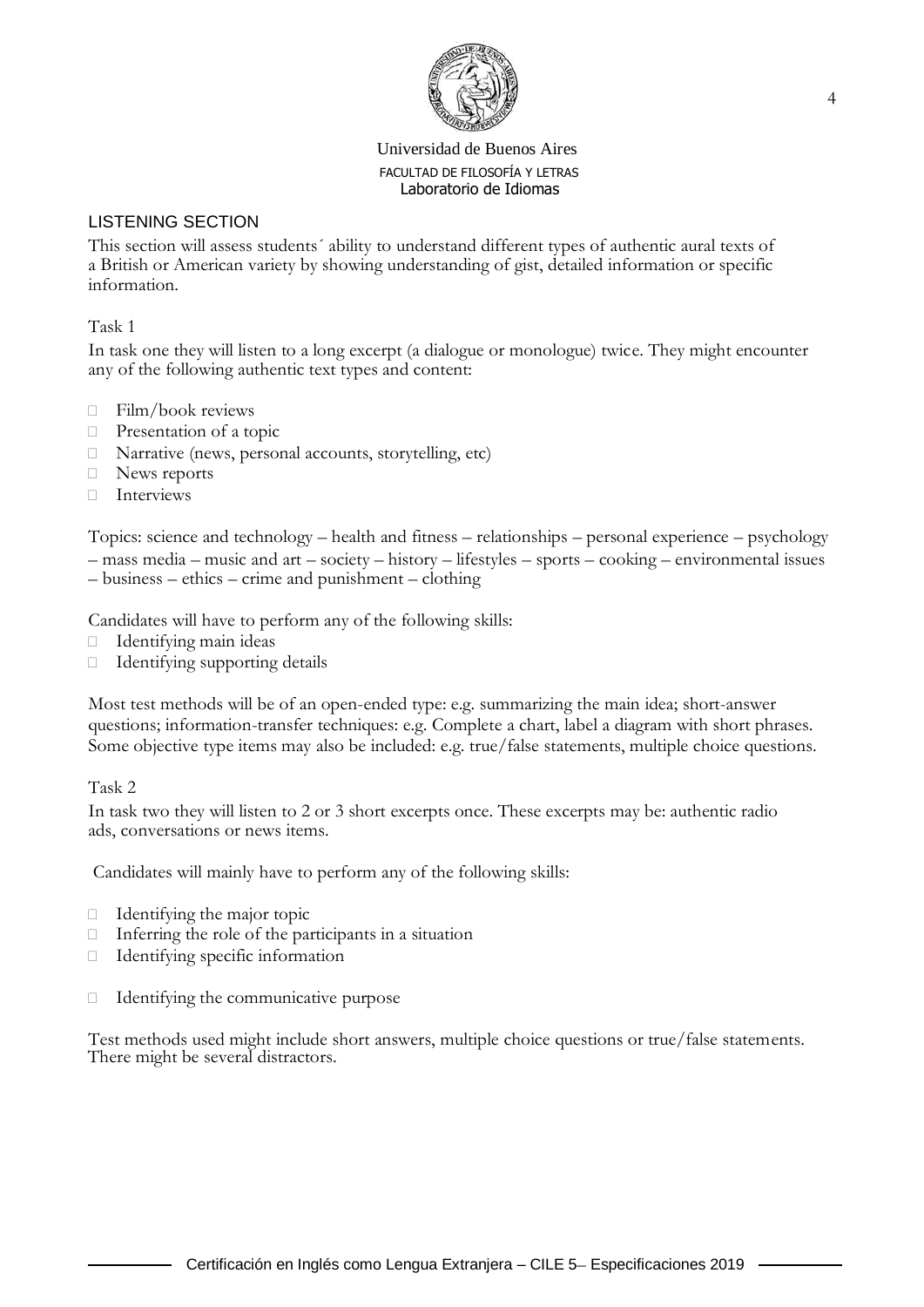## LISTENING SECTION

This section will assess students´ ability to understand different types of authentic aural texts of a British or American variety by showing understanding of gist, detailed information or specific information.

### Task 1

In task one they will listen to a long excerpt (a dialogue or monologue) twice. They might encounter any of the following authentic text types and content:

- Film/book reviews
- Presentation of a topic
- Narrative (news, personal accounts, storytelling, etc)
- News reports
- Interviews

Topics: science and technology – health and fitness – relationships – personal experience – psychology – mass media – music and art – society – history – lifestyles – sports – cooking – environmental issues – business – ethics – crime and punishment – clothing

Candidates will have to perform any of the following skills:

- Identifying main ideas
- Identifying supporting details

Most test methods will be of an open-ended type: e.g. summarizing the main idea; short-answer questions; information-transfer techniques: e.g. Complete a chart, label a diagram with short phrases. Some objective type items may also be included: e.g. true/false statements, multiple choice questions.

### Task 2

In task two they will listen to 2 or 3 short excerpts once. These excerpts may be: authentic radio ads, conversations or news items.

Candidates will mainly have to perform any of the following skills:

- Identifying the major topic
- Inferring the role of the participants in a situation
- Identifying specific information
- Identifying the communicative purpose

Test methods used might include short answers, multiple choice questions or true/false statements. There might be several distractors.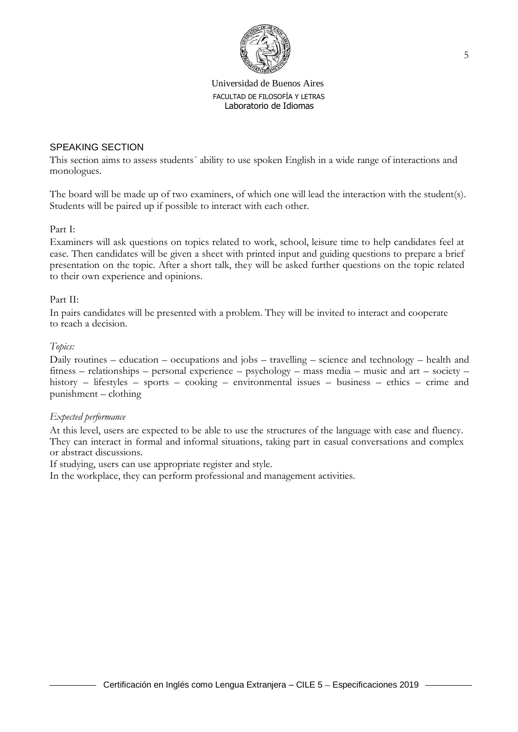## SPEAKING SECTION

This section aims to assess students´ ability to use spoken English in a wide range of interactions and monologues.

The board will be made up of two examiners, of which one will lead the interaction with the student(s). Students will be paired up if possible to interact with each other.

Part I:

Examiners will ask questions on topics related to work, school, leisure time to help candidates feel at ease. Then candidates will be given a sheet with printed input and guiding questions to prepare a brief presentation on the topic. After a short talk, they will be asked further questions on the topic related to their own experience and opinions.

Part II:

In pairs candidates will be presented with a problem. They will be invited to interact and cooperate to reach a decision.

*Topics:*

Daily routines – education – occupations and jobs – travelling – science and technology – health and fitness – relationships – personal experience – psychology – mass media – music and art – society – history – lifestyles – sports – cooking – environmental issues – business – ethics – crime and punishment – clothing

*Expected performance*

At this level, users are expected to be able to use the structures of the language with ease and fluency. They can interact in formal and informal situations, taking part in casual conversations and complex or abstract discussions.

If studying, users can use appropriate register and style.

In the workplace, they can perform professional and management activities.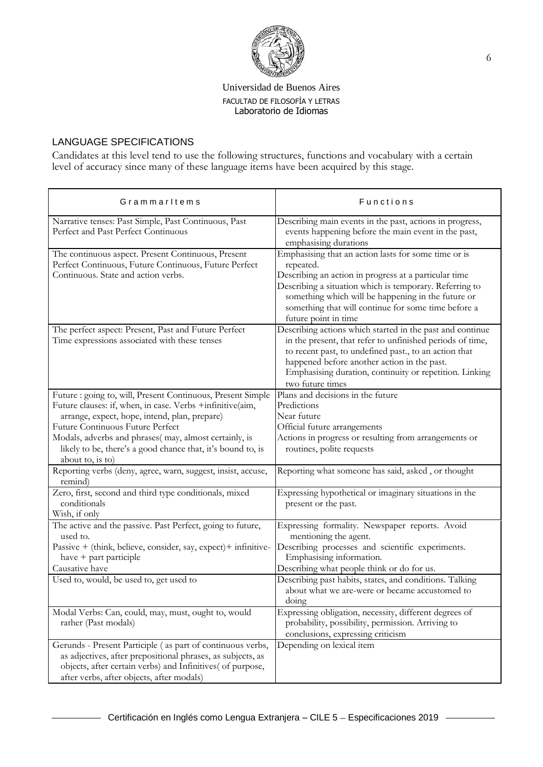Universidad de Buenos Aires
FACULTAD DE FILOSOFÍA Y LETRAS
Laboratorio de Idiomas

## LANGUAGE SPECIFICATIONS

Candidates at this level tend to use the following structures, functions and vocabulary with a certain level of accuracy since many of these language items have been acquired by this stage.

| GrammarItems | Functions |
|---|---|
| Narrative tenses: Past Simple, Past Continuous, Past Perfect and Past Perfect Continuous | Describing main events in the past, actions in progress, events happening before the main event in the past, emphasising durations |
| The continuous aspect. Present Continuous, Present Perfect Continuous, Future Continuous, Future Perfect Continuous. State and action verbs. | Emphasising that an action lasts for some time or is repeated.<br>Describing an action in progress at a particular time<br>Describing a situation which is temporary. Referring to something which will be happening in the future or something that will continue for some time before a future point in time |
| The perfect aspect: Present, Past and Future Perfect<br>Time expressions associated with these tenses | Describing actions which started in the past and continue in the present, that refer to unfinished periods of time, to recent past, to undefined past., to an action that happened before another action in the past.<br>Emphasising duration, continuity or repetition. Linking two future times |
| Future : going to, will, Present Continuous, Present Simple<br>Future clauses: if, when, in case. Verbs +infinitive(aim, arrange, expect, hope, intend, plan, prepare)<br>Future Continuous Future Perfect<br>Modals, adverbs and phrases( may, almost certainly, is likely to be, there's a good chance that, it's bound to, is about to, is to) | Plans and decisions in the future<br>Predictions<br>Near future<br>Official future arrangements<br>Actions in progress or resulting from arrangements or routines, polite requests |
| Reporting verbs (deny, agree, warn, suggest, insist, accuse, remind) | Reporting what someone has said, asked , or thought |
| Zero, first, second and third type conditionals, mixed conditionals<br>Wish, if only | Expressing hypothetical or imaginary situations in the present or the past. |
| The active and the passive. Past Perfect, going to future, used to.<br>Passive + (think, believe, consider, say, expect)+ infinitive-have + part participle<br>Causative have | Expressing formality. Newspaper reports. Avoid mentioning the agent.<br>Describing processes and scientific experiments. Emphasising information.<br>Describing what people think or do for us. |
| Used to, would, be used to, get used to | Describing past habits, states, and conditions. Talking about what we are-were or became accustomed to doing |
| Modal Verbs: Can, could, may, must, ought to, would rather (Past modals) | Expressing obligation, necessity, different degrees of probability, possibility, permission. Arriving to conclusions, expressing criticism |
| Gerunds - Present Participle ( as part of continuous verbs, as adjectives, after prepositional phrases, as subjects, as objects, after certain verbs) and Infinitives( of purpose, after verbs, after objects, after modals) | Depending on lexical item |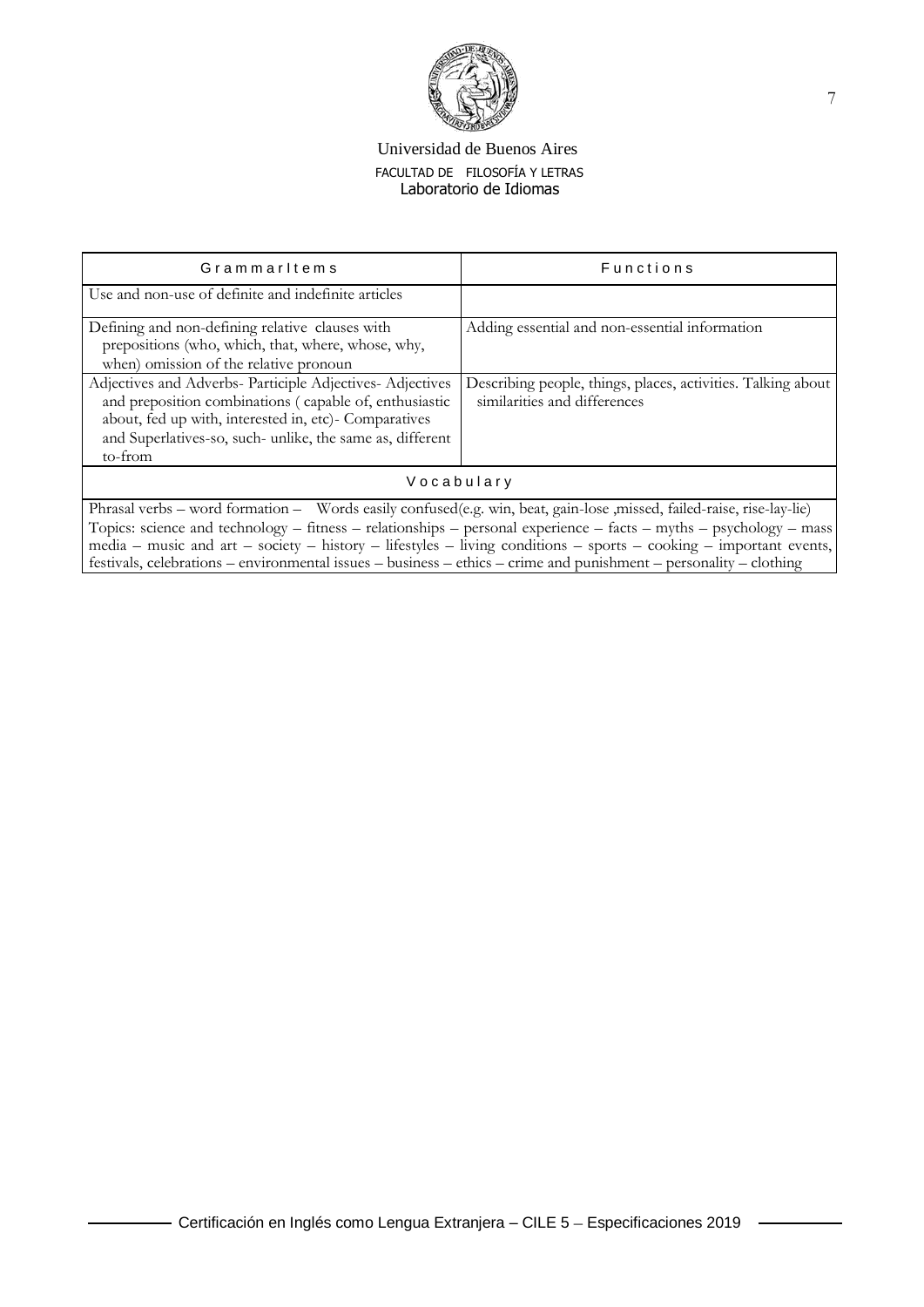Universidad de Buenos Aires
FACULTAD DE FILOSOFÍA Y LETRAS
Laboratorio de Idiomas

| Grammar Items | Functions |
|---|---|
| Use and non-use of definite and indefinite articles | |
| Defining and non-defining relative clauses with prepositions (who, which, that, where, whose, why, when) omission of the relative pronoun | Adding essential and non-essential information |
| Adjectives and Adverbs- Participle Adjectives- Adjectives and preposition combinations ( capable of, enthusiastic about, fed up with, interested in, etc)- Comparatives and Superlatives-so, such- unlike, the same as, different to-from | Describing people, things, places, activities. Talking about similarities and differences |
| **Vocabulary** | |
| Phrasal verbs – word formation – Words easily confused(e.g. win, beat, gain-lose ,missed, failed-raise, rise-lay-lie) Topics: science and technology – fitness – relationships – personal experience – facts – myths – psychology – mass media – music and art – society – history – lifestyles – living conditions – sports – cooking – important events, festivals, celebrations – environmental issues – business – ethics – crime and punishment – personality – clothing | |